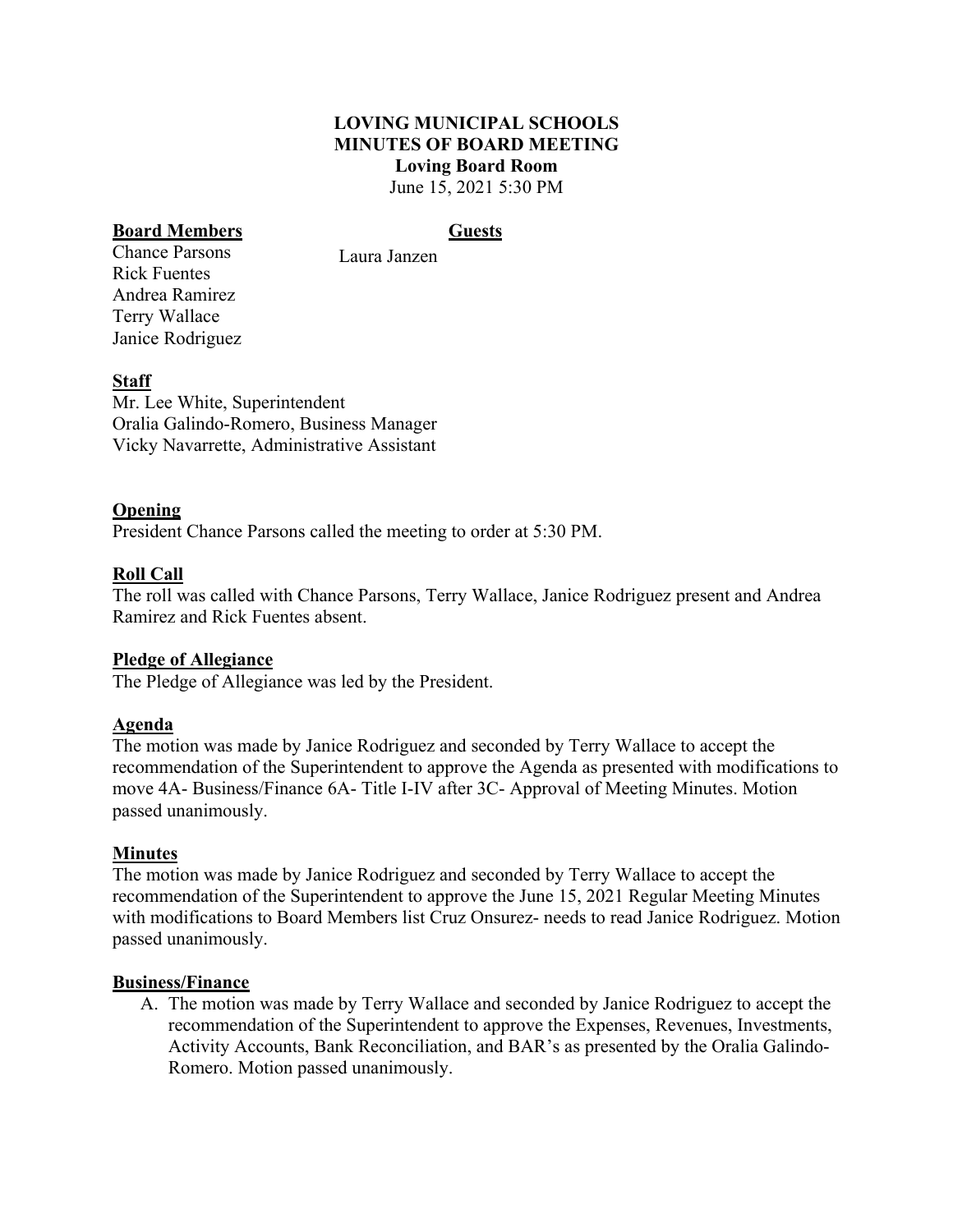**LOVING MUNICIPAL SCHOOLS**
**MINUTES OF BOARD MEETING**
**Loving Board Room**
June 15, 2021 5:30 PM

**Board Members**
Chance Parsons
Rick Fuentes
Andrea Ramirez
Terry Wallace
Janice Rodriguez

**Guests**
Laura Janzen

**Staff**
Mr. Lee White, Superintendent
Oralia Galindo-Romero, Business Manager
Vicky Navarrette, Administrative Assistant

**Opening**
President Chance Parsons called the meeting to order at 5:30 PM.

**Roll Call**
The roll was called with Chance Parsons, Terry Wallace, Janice Rodriguez present and Andrea Ramirez and Rick Fuentes absent.

**Pledge of Allegiance**
The Pledge of Allegiance was led by the President.

**Agenda**
The motion was made by Janice Rodriguez and seconded by Terry Wallace to accept the recommendation of the Superintendent to approve the Agenda as presented with modifications to move 4A- Business/Finance 6A- Title I-IV after 3C- Approval of Meeting Minutes. Motion passed unanimously.

**Minutes**
The motion was made by Janice Rodriguez and seconded by Terry Wallace to accept the recommendation of the Superintendent to approve the June 15, 2021 Regular Meeting Minutes with modifications to Board Members list Cruz Onsurez- needs to read Janice Rodriguez. Motion passed unanimously.

**Business/Finance**

A. The motion was made by Terry Wallace and seconded by Janice Rodriguez to accept the recommendation of the Superintendent to approve the Expenses, Revenues, Investments, Activity Accounts, Bank Reconciliation, and BAR's as presented by the Oralia Galindo-Romero. Motion passed unanimously.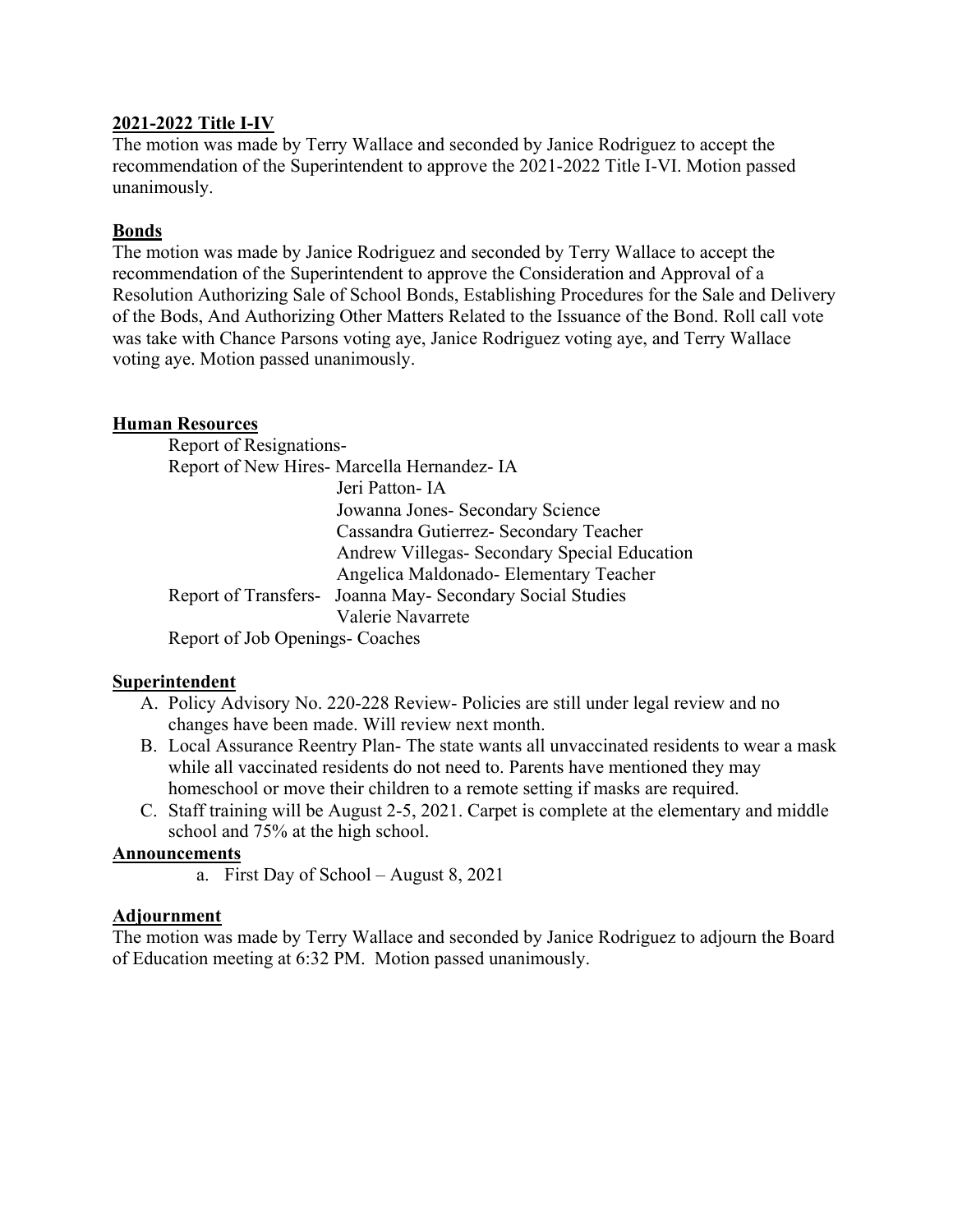**2021-2022 Title I-IV**

The motion was made by Terry Wallace and seconded by Janice Rodriguez to accept the recommendation of the Superintendent to approve the 2021-2022 Title I-VI. Motion passed unanimously.

**Bonds**

The motion was made by Janice Rodriguez and seconded by Terry Wallace to accept the recommendation of the Superintendent to approve the Consideration and Approval of a Resolution Authorizing Sale of School Bonds, Establishing Procedures for the Sale and Delivery of the Bods, And Authorizing Other Matters Related to the Issuance of the Bond. Roll call vote was take with Chance Parsons voting aye, Janice Rodriguez voting aye, and Terry Wallace voting aye. Motion passed unanimously.

**Human Resources**

Report of Resignations-

Report of New Hires- Marcella Hernandez- IA
Jeri Patton- IA
Jowanna Jones- Secondary Science
Cassandra Gutierrez- Secondary Teacher
Andrew Villegas- Secondary Special Education
Angelica Maldonado- Elementary Teacher

Report of Transfers- Joanna May- Secondary Social Studies
Valerie Navarrete

Report of Job Openings- Coaches

**Superintendent**

A. Policy Advisory No. 220-228 Review- Policies are still under legal review and no changes have been made. Will review next month.
B. Local Assurance Reentry Plan- The state wants all unvaccinated residents to wear a mask while all vaccinated residents do not need to. Parents have mentioned they may homeschool or move their children to a remote setting if masks are required.
C. Staff training will be August 2-5, 2021. Carpet is complete at the elementary and middle school and 75% at the high school.

**Announcements**

a. First Day of School – August 8, 2021

**Adjournment**

The motion was made by Terry Wallace and seconded by Janice Rodriguez to adjourn the Board of Education meeting at 6:32 PM. Motion passed unanimously.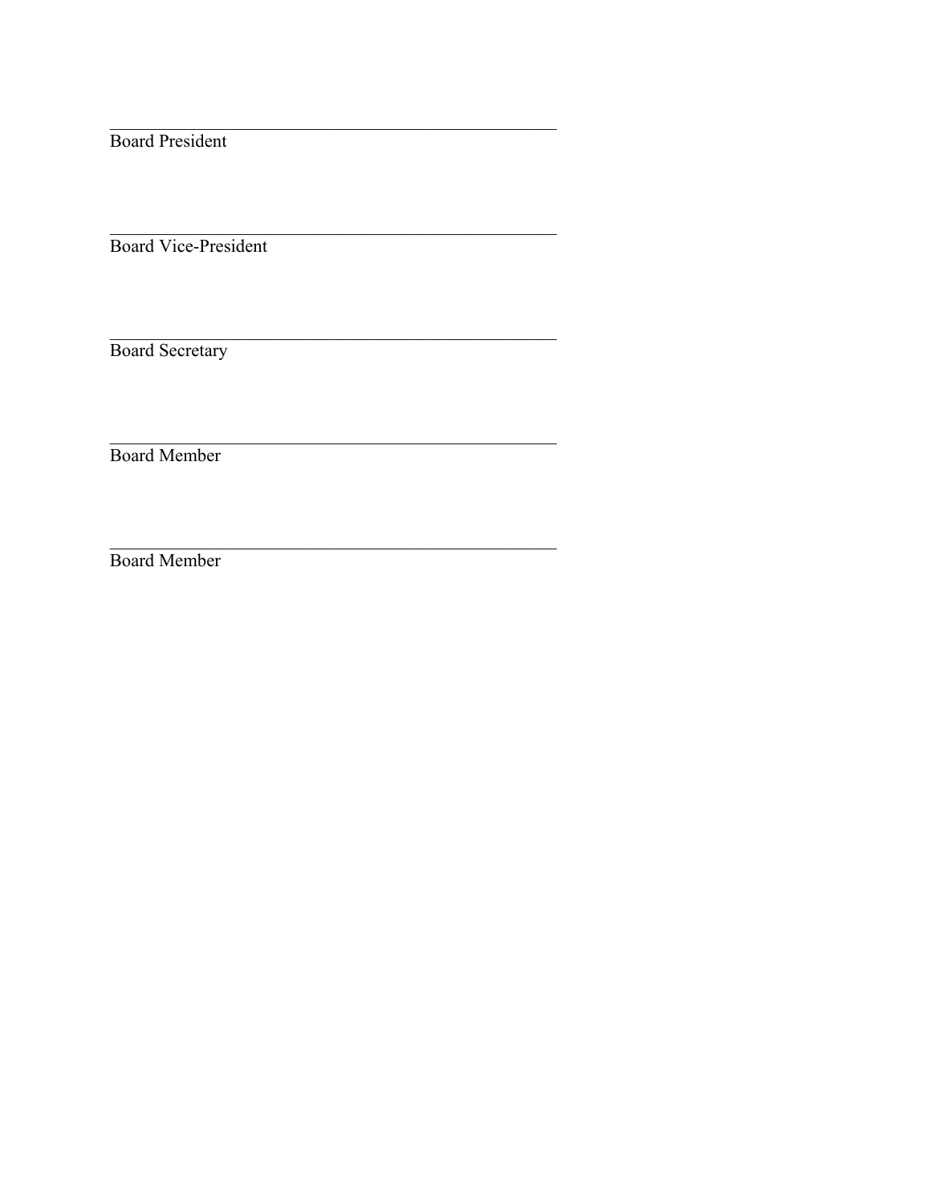\_\_\_\_\_\_\_\_\_\_\_\_\_\_\_\_\_\_\_\_\_\_\_\_\_\_\_\_\_\_\_\_\_\_\_\_\_\_\_\_\_\_\_\_
Board President

\_\_\_\_\_\_\_\_\_\_\_\_\_\_\_\_\_\_\_\_\_\_\_\_\_\_\_\_\_\_\_\_\_\_\_\_\_\_\_\_\_\_\_\_
Board Vice-President

\_\_\_\_\_\_\_\_\_\_\_\_\_\_\_\_\_\_\_\_\_\_\_\_\_\_\_\_\_\_\_\_\_\_\_\_\_\_\_\_\_\_\_\_
Board Secretary

\_\_\_\_\_\_\_\_\_\_\_\_\_\_\_\_\_\_\_\_\_\_\_\_\_\_\_\_\_\_\_\_\_\_\_\_\_\_\_\_\_\_\_\_
Board Member

\_\_\_\_\_\_\_\_\_\_\_\_\_\_\_\_\_\_\_\_\_\_\_\_\_\_\_\_\_\_\_\_\_\_\_\_\_\_\_\_\_\_\_\_
Board Member